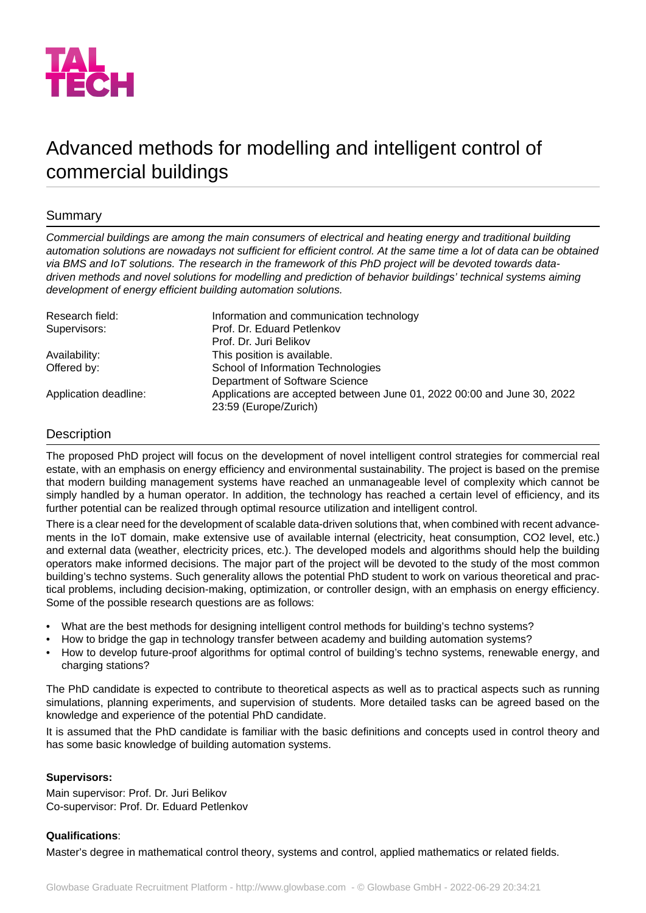TAL TECH

# Advanced methods for modelling and intelligent control of commercial buildings

## Summary

*Commercial buildings are among the main consumers of electrical and heating energy and traditional building automation solutions are nowadays not sufficient for efficient control. At the same time a lot of data can be obtained via BMS and IoT solutions. The research in the framework of this PhD project will be devoted towards data-driven methods and novel solutions for modelling and prediction of behavior buildings' technical systems aiming development of energy efficient building automation solutions.*

| | |
|---|---|
| Research field: | Information and communication technology |
| Supervisors: | Prof. Dr. Eduard Petlenkov<br>Prof. Dr. Juri Belikov |
| Availability: | This position is available. |
| Offered by: | School of Information Technologies<br>Department of Software Science |
| Application deadline: | Applications are accepted between June 01, 2022 00:00 and June 30, 2022 23:59 (Europe/Zurich) |

## Description

The proposed PhD project will focus on the development of novel intelligent control strategies for commercial real estate, with an emphasis on energy efficiency and environmental sustainability. The project is based on the premise that modern building management systems have reached an unmanageable level of complexity which cannot be simply handled by a human operator. In addition, the technology has reached a certain level of efficiency, and its further potential can be realized through optimal resource utilization and intelligent control.

There is a clear need for the development of scalable data-driven solutions that, when combined with recent advancements in the IoT domain, make extensive use of available internal (electricity, heat consumption, CO2 level, etc.) and external data (weather, electricity prices, etc.). The developed models and algorithms should help the building operators make informed decisions. The major part of the project will be devoted to the study of the most common building's techno systems. Such generality allows the potential PhD student to work on various theoretical and practical problems, including decision-making, optimization, or controller design, with an emphasis on energy efficiency. Some of the possible research questions are as follows:

- What are the best methods for designing intelligent control methods for building's techno systems?
- How to bridge the gap in technology transfer between academy and building automation systems?
- How to develop future-proof algorithms for optimal control of building's techno systems, renewable energy, and charging stations?

The PhD candidate is expected to contribute to theoretical aspects as well as to practical aspects such as running simulations, planning experiments, and supervision of students. More detailed tasks can be agreed based on the knowledge and experience of the potential PhD candidate.

It is assumed that the PhD candidate is familiar with the basic definitions and concepts used in control theory and has some basic knowledge of building automation systems.

**Supervisors:**

Main supervisor: Prof. Dr. Juri Belikov
Co-supervisor: Prof. Dr. Eduard Petlenkov

**Qualifications**:

Master's degree in mathematical control theory, systems and control, applied mathematics or related fields.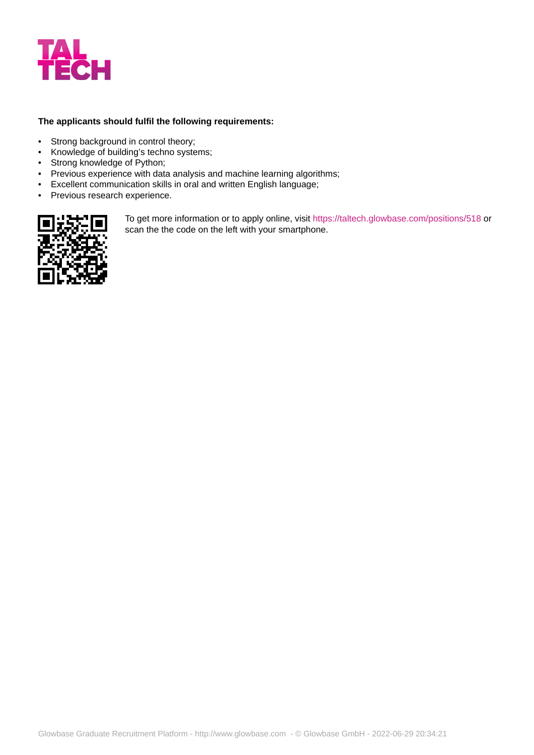**The applicants should fulfil the following requirements:**

- Strong background in control theory;
- Knowledge of building's techno systems;
- Strong knowledge of Python;
- Previous experience with data analysis and machine learning algorithms;
- Excellent communication skills in oral and written English language;
- Previous research experience.

To get more information or to apply online, visit https://taltech.glowbase.com/positions/518 or scan the the code on the left with your smartphone.